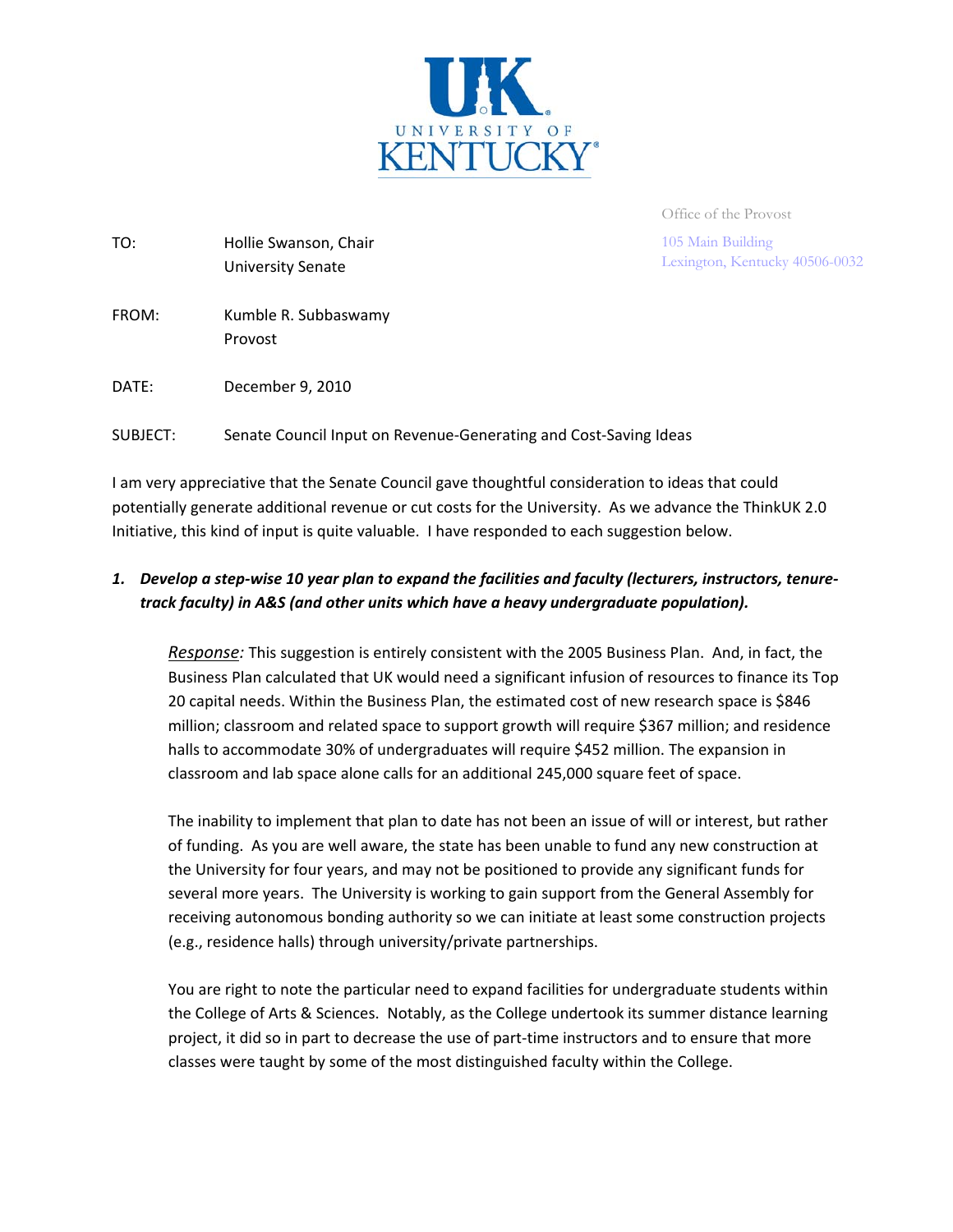UNIVERSITY OF KENTUCKY

Office of the Provost

105 Main Building
Lexington, Kentucky 40506-0032

TO: Hollie Swanson, Chair
University Senate

FROM: Kumble R. Subbaswamy
Provost

DATE: December 9, 2010

SUBJECT: Senate Council Input on Revenue-Generating and Cost-Saving Ideas

I am very appreciative that the Senate Council gave thoughtful consideration to ideas that could potentially generate additional revenue or cut costs for the University. As we advance the ThinkUK 2.0 Initiative, this kind of input is quite valuable. I have responded to each suggestion below.

1. ***Develop a step-wise 10 year plan to expand the facilities and faculty (lecturers, instructors, tenure-track faculty) in A&S (and other units which have a heavy undergraduate population).***

   *Response:* This suggestion is entirely consistent with the 2005 Business Plan. And, in fact, the Business Plan calculated that UK would need a significant infusion of resources to finance its Top 20 capital needs. Within the Business Plan, the estimated cost of new research space is $846 million; classroom and related space to support growth will require $367 million; and residence halls to accommodate 30% of undergraduates will require $452 million. The expansion in classroom and lab space alone calls for an additional 245,000 square feet of space.

   The inability to implement that plan to date has not been an issue of will or interest, but rather of funding. As you are well aware, the state has been unable to fund any new construction at the University for four years, and may not be positioned to provide any significant funds for several more years. The University is working to gain support from the General Assembly for receiving autonomous bonding authority so we can initiate at least some construction projects (e.g., residence halls) through university/private partnerships.

   You are right to note the particular need to expand facilities for undergraduate students within the College of Arts & Sciences. Notably, as the College undertook its summer distance learning project, it did so in part to decrease the use of part-time instructors and to ensure that more classes were taught by some of the most distinguished faculty within the College.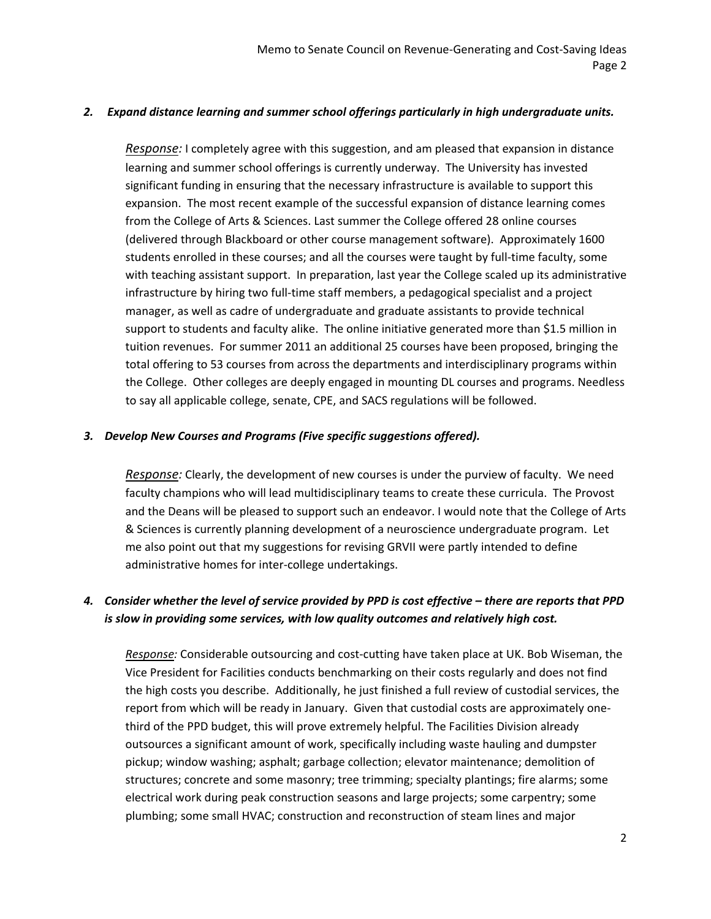***2. Expand distance learning and summer school offerings particularly in high undergraduate units.***

*Response:* I completely agree with this suggestion, and am pleased that expansion in distance learning and summer school offerings is currently underway. The University has invested significant funding in ensuring that the necessary infrastructure is available to support this expansion. The most recent example of the successful expansion of distance learning comes from the College of Arts & Sciences. Last summer the College offered 28 online courses (delivered through Blackboard or other course management software). Approximately 1600 students enrolled in these courses; and all the courses were taught by full-time faculty, some with teaching assistant support. In preparation, last year the College scaled up its administrative infrastructure by hiring two full-time staff members, a pedagogical specialist and a project manager, as well as cadre of undergraduate and graduate assistants to provide technical support to students and faculty alike. The online initiative generated more than $1.5 million in tuition revenues. For summer 2011 an additional 25 courses have been proposed, bringing the total offering to 53 courses from across the departments and interdisciplinary programs within the College. Other colleges are deeply engaged in mounting DL courses and programs. Needless to say all applicable college, senate, CPE, and SACS regulations will be followed.

***3. Develop New Courses and Programs (Five specific suggestions offered).***

*Response:* Clearly, the development of new courses is under the purview of faculty. We need faculty champions who will lead multidisciplinary teams to create these curricula. The Provost and the Deans will be pleased to support such an endeavor. I would note that the College of Arts & Sciences is currently planning development of a neuroscience undergraduate program. Let me also point out that my suggestions for revising GRVII were partly intended to define administrative homes for inter-college undertakings.

***4. Consider whether the level of service provided by PPD is cost effective – there are reports that PPD is slow in providing some services, with low quality outcomes and relatively high cost.***

*Response:* Considerable outsourcing and cost-cutting have taken place at UK. Bob Wiseman, the Vice President for Facilities conducts benchmarking on their costs regularly and does not find the high costs you describe. Additionally, he just finished a full review of custodial services, the report from which will be ready in January. Given that custodial costs are approximately one-third of the PPD budget, this will prove extremely helpful. The Facilities Division already outsources a significant amount of work, specifically including waste hauling and dumpster pickup; window washing; asphalt; garbage collection; elevator maintenance; demolition of structures; concrete and some masonry; tree trimming; specialty plantings; fire alarms; some electrical work during peak construction seasons and large projects; some carpentry; some plumbing; some small HVAC; construction and reconstruction of steam lines and major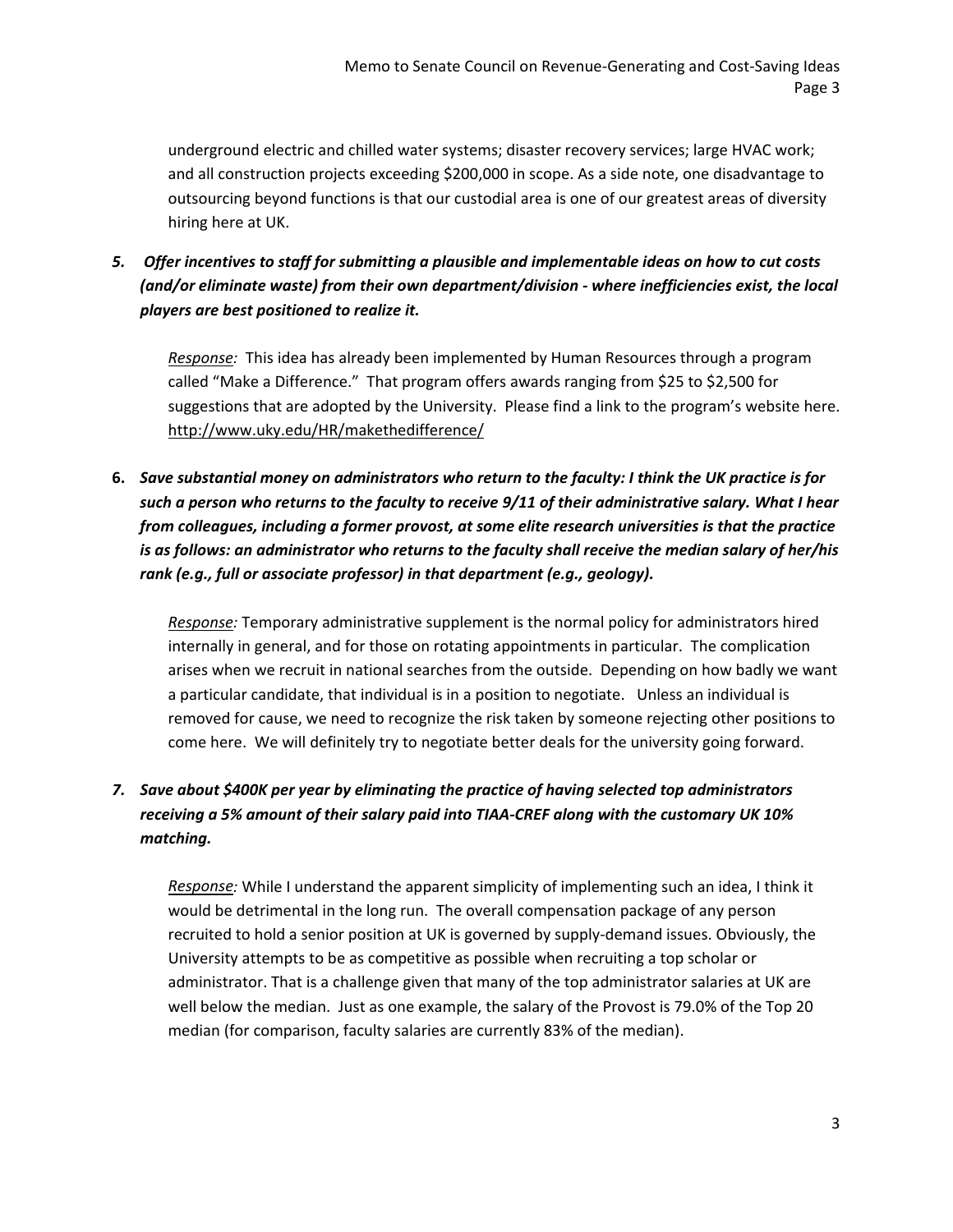underground electric and chilled water systems; disaster recovery services; large HVAC work; and all construction projects exceeding $200,000 in scope. As a side note, one disadvantage to outsourcing beyond functions is that our custodial area is one of our greatest areas of diversity hiring here at UK.

5. ***Offer incentives to staff for submitting a plausible and implementable ideas on how to cut costs (and/or eliminate waste) from their own department/division - where inefficiencies exist, the local players are best positioned to realize it.***

   *Response:* This idea has already been implemented by Human Resources through a program called "Make a Difference." That program offers awards ranging from $25 to $2,500 for suggestions that are adopted by the University. Please find a link to the program's website here. http://www.uky.edu/HR/makethedifference/

6. ***Save substantial money on administrators who return to the faculty: I think the UK practice is for such a person who returns to the faculty to receive 9/11 of their administrative salary. What I hear from colleagues, including a former provost, at some elite research universities is that the practice is as follows: an administrator who returns to the faculty shall receive the median salary of her/his rank (e.g., full or associate professor) in that department (e.g., geology).***

   *Response:* Temporary administrative supplement is the normal policy for administrators hired internally in general, and for those on rotating appointments in particular. The complication arises when we recruit in national searches from the outside. Depending on how badly we want a particular candidate, that individual is in a position to negotiate. Unless an individual is removed for cause, we need to recognize the risk taken by someone rejecting other positions to come here. We will definitely try to negotiate better deals for the university going forward.

7. ***Save about $400K per year by eliminating the practice of having selected top administrators receiving a 5% amount of their salary paid into TIAA-CREF along with the customary UK 10% matching.***

   *Response:* While I understand the apparent simplicity of implementing such an idea, I think it would be detrimental in the long run. The overall compensation package of any person recruited to hold a senior position at UK is governed by supply-demand issues. Obviously, the University attempts to be as competitive as possible when recruiting a top scholar or administrator. That is a challenge given that many of the top administrator salaries at UK are well below the median. Just as one example, the salary of the Provost is 79.0% of the Top 20 median (for comparison, faculty salaries are currently 83% of the median).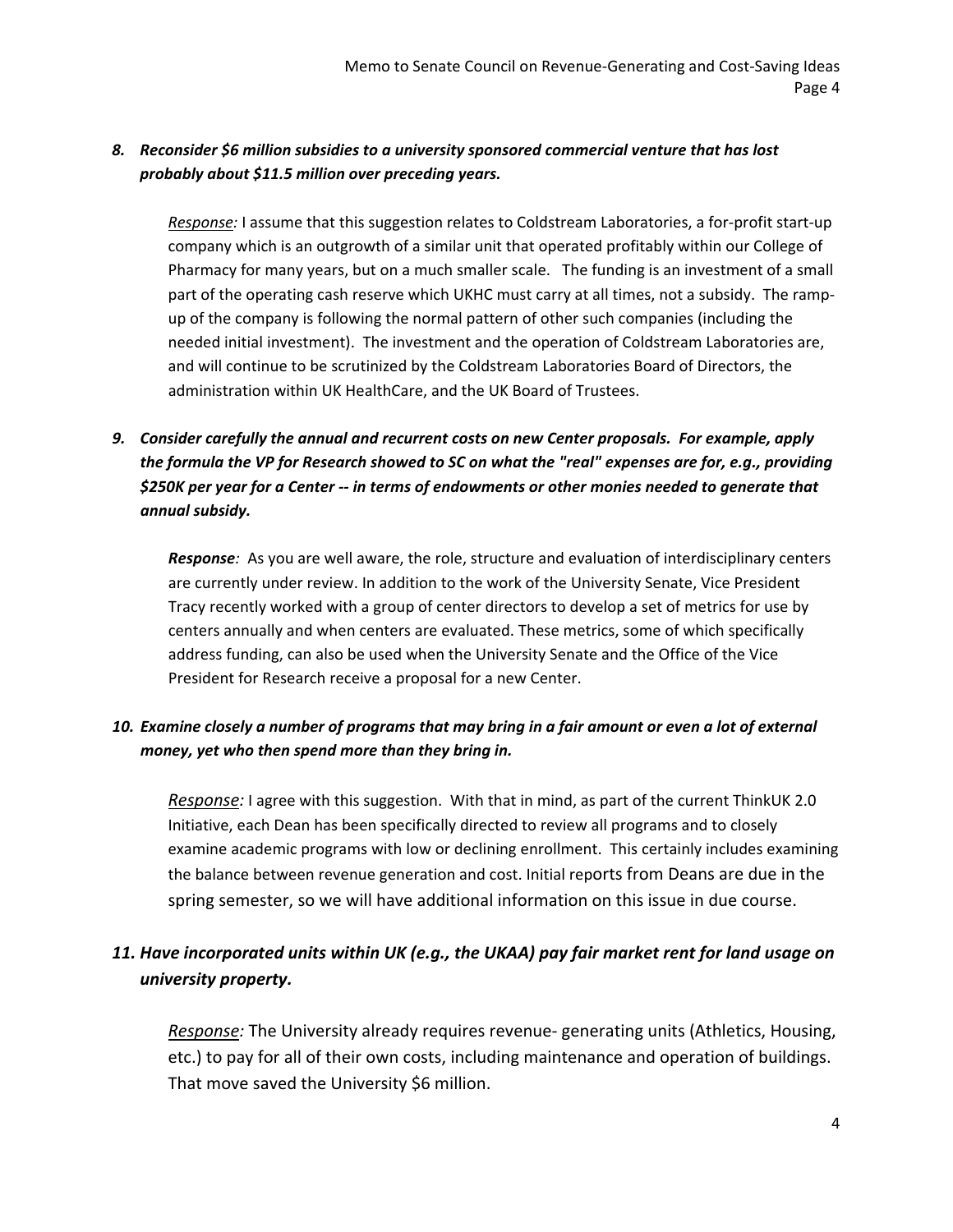8. ***Reconsider $6 million subsidies to a university sponsored commercial venture that has lost probably about $11.5 million over preceding years.***

   *Response:* I assume that this suggestion relates to Coldstream Laboratories, a for-profit start-up company which is an outgrowth of a similar unit that operated profitably within our College of Pharmacy for many years, but on a much smaller scale. The funding is an investment of a small part of the operating cash reserve which UKHC must carry at all times, not a subsidy. The ramp-up of the company is following the normal pattern of other such companies (including the needed initial investment). The investment and the operation of Coldstream Laboratories are, and will continue to be scrutinized by the Coldstream Laboratories Board of Directors, the administration within UK HealthCare, and the UK Board of Trustees.

9. ***Consider carefully the annual and recurrent costs on new Center proposals. For example, apply the formula the VP for Research showed to SC on what the "real" expenses are for, e.g., providing $250K per year for a Center -- in terms of endowments or other monies needed to generate that annual subsidy.***

   ***Response****:* As you are well aware, the role, structure and evaluation of interdisciplinary centers are currently under review. In addition to the work of the University Senate, Vice President Tracy recently worked with a group of center directors to develop a set of metrics for use by centers annually and when centers are evaluated. These metrics, some of which specifically address funding, can also be used when the University Senate and the Office of the Vice President for Research receive a proposal for a new Center.

10. ***Examine closely a number of programs that may bring in a fair amount or even a lot of external money, yet who then spend more than they bring in.***

    *Response:* I agree with this suggestion. With that in mind, as part of the current ThinkUK 2.0 Initiative, each Dean has been specifically directed to review all programs and to closely examine academic programs with low or declining enrollment. This certainly includes examining the balance between revenue generation and cost. Initial reports from Deans are due in the spring semester, so we will have additional information on this issue in due course.

11. ***Have incorporated units within UK (e.g., the UKAA) pay fair market rent for land usage on university property.***

    *Response:* The University already requires revenue- generating units (Athletics, Housing, etc.) to pay for all of their own costs, including maintenance and operation of buildings. That move saved the University $6 million.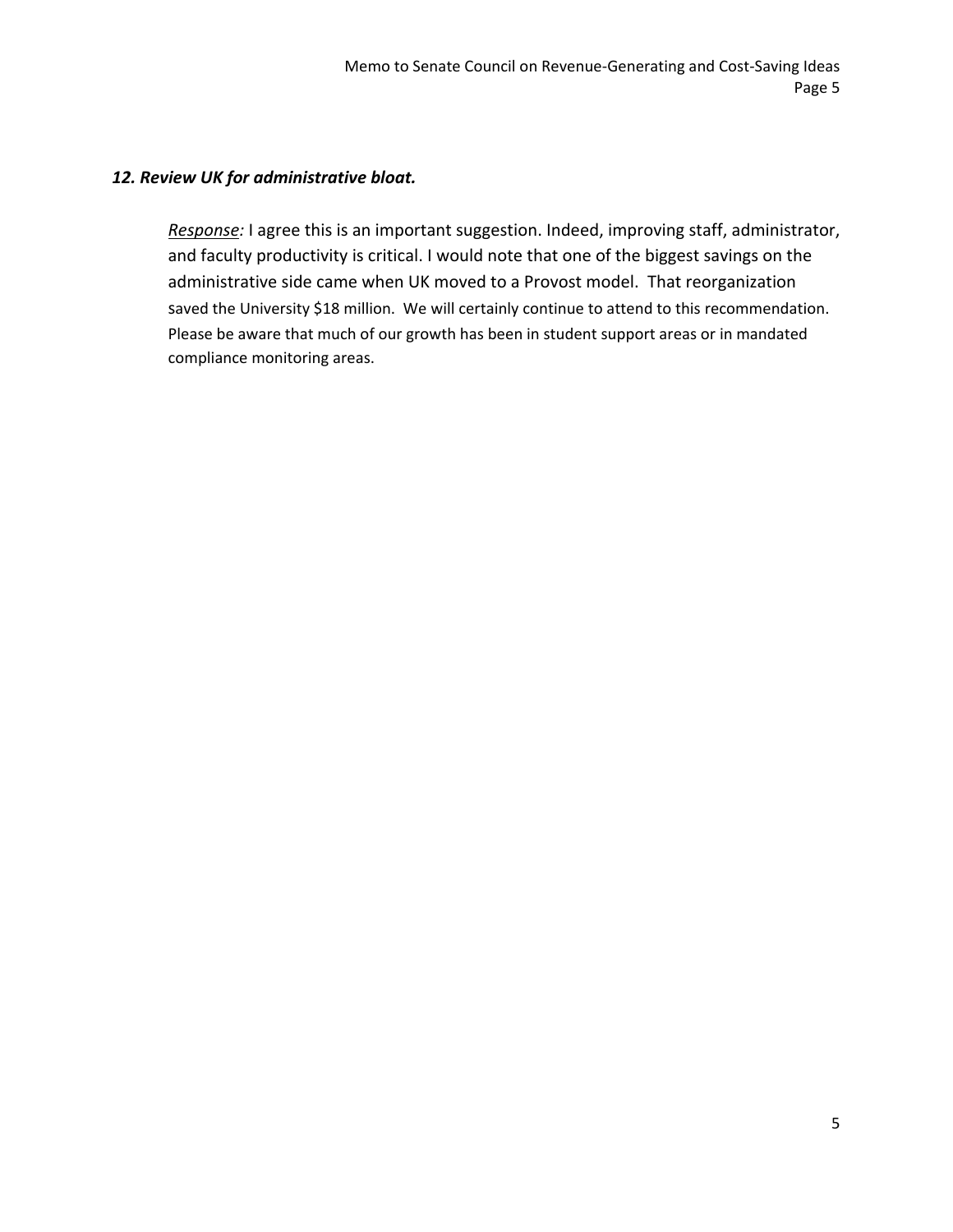***12. Review UK for administrative bloat.***

<u>*Response*</u>*:* I agree this is an important suggestion. Indeed, improving staff, administrator, and faculty productivity is critical. I would note that one of the biggest savings on the administrative side came when UK moved to a Provost model. That reorganization saved the University $18 million. We will certainly continue to attend to this recommendation. Please be aware that much of our growth has been in student support areas or in mandated compliance monitoring areas.